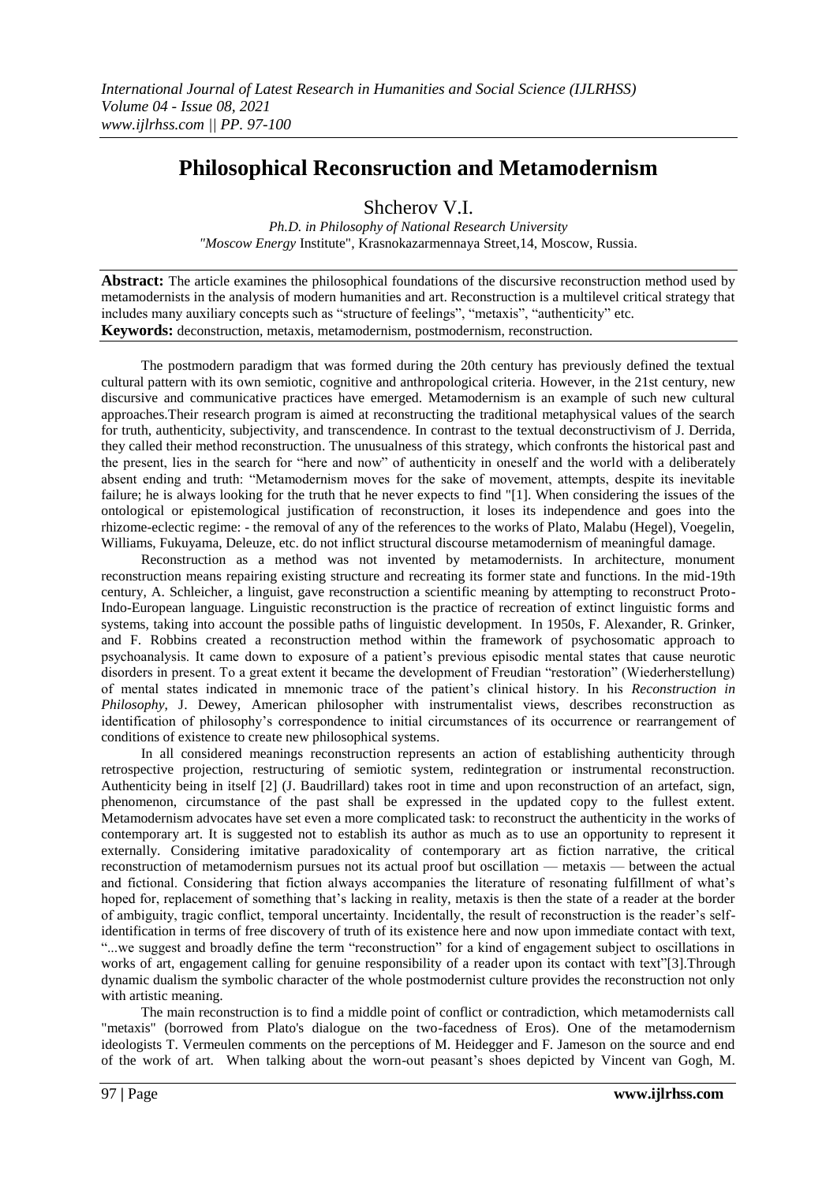# Philosophical Reconsruction and Metamodernism

Shcherov V.I.

*Ph.D. in Philosophy of National Research University "Moscow Energy* Institute", Krasnokazarmennaya Street,14, Moscow, Russia.

**Abstract:** The article examines the philosophical foundations of the discursive reconstruction method used by metamodernists in the analysis of modern humanities and art. Reconstruction is a multilevel critical strategy that includes many auxiliary concepts such as "structure of feelings", "metaxis", "authenticity" etc.

**Keywords:** deconstruction, metaxis, metamodernism, postmodernism, reconstruction.

The postmodern paradigm that was formed during the 20th century has previously defined the textual cultural pattern with its own semiotic, cognitive and anthropological criteria. However, in the 21st century, new discursive and communicative practices have emerged. Metamodernism is an example of such new cultural approaches.Their research program is aimed at reconstructing the traditional metaphysical values of the search for truth, authenticity, subjectivity, and transcendence. In contrast to the textual deconstructivism of J. Derrida, they called their method reconstruction. The unusualness of this strategy, which confronts the historical past and the present, lies in the search for "here and now" of authenticity in oneself and the world with a deliberately absent ending and truth: "Metamodernism moves for the sake of movement, attempts, despite its inevitable failure; he is always looking for the truth that he never expects to find "[1]. When considering the issues of the ontological or epistemological justification of reconstruction, it loses its independence and goes into the rhizome-eclectic regime: - the removal of any of the references to the works of Plato, Malabu (Hegel), Voegelin, Williams, Fukuyama, Deleuze, etc. do not inflict structural discourse metamodernism of meaningful damage.

Reconstruction as a method was not invented by metamodernists. In architecture, monument reconstruction means repairing existing structure and recreating its former state and functions. In the mid-19th century, A. Schleicher, a linguist, gave reconstruction a scientific meaning by attempting to reconstruct Proto-Indo-European language. Linguistic reconstruction is the practice of recreation of extinct linguistic forms and systems, taking into account the possible paths of linguistic development. In 1950s, F. Alexander, R. Grinker, and F. Robbins created a reconstruction method within the framework of psychosomatic approach to psychoanalysis. It came down to exposure of a patient's previous episodic mental states that cause neurotic disorders in present. To a great extent it became the development of Freudian "restoration" (Wiederherstellung) of mental states indicated in mnemonic trace of the patient's clinical history. In his *Reconstruction in Philosophy*, J. Dewey, American philosopher with instrumentalist views, describes reconstruction as identification of philosophy's correspondence to initial circumstances of its occurrence or rearrangement of conditions of existence to create new philosophical systems.

In all considered meanings reconstruction represents an action of establishing authenticity through retrospective projection, restructuring of semiotic system, redintegration or instrumental reconstruction. Authenticity being in itself [2] (J. Baudrillard) takes root in time and upon reconstruction of an artefact, sign, phenomenon, circumstance of the past shall be expressed in the updated copy to the fullest extent. Metamodernism advocates have set even a more complicated task: to reconstruct the authenticity in the works of contemporary art. It is suggested not to establish its author as much as to use an opportunity to represent it externally. Considering imitative paradoxicality of contemporary art as fiction narrative, the critical reconstruction of metamodernism pursues not its actual proof but oscillation — metaxis — between the actual and fictional. Considering that fiction always accompanies the literature of resonating fulfillment of what's hoped for, replacement of something that's lacking in reality, metaxis is then the state of a reader at the border of ambiguity, tragic conflict, temporal uncertainty. Incidentally, the result of reconstruction is the reader's self-identification in terms of free discovery of truth of its existence here and now upon immediate contact with text, "...we suggest and broadly define the term "reconstruction" for a kind of engagement subject to oscillations in works of art, engagement calling for genuine responsibility of a reader upon its contact with text"[3].Through dynamic dualism the symbolic character of the whole postmodernist culture provides the reconstruction not only with artistic meaning.

The main reconstruction is to find a middle point of conflict or contradiction, which metamodernists call "metaxis" (borrowed from Plato's dialogue on the two-facedness of Eros). One of the metamodernism ideologists T. Vermeulen comments on the perceptions of M. Heidegger and F. Jameson on the source and end of the work of art. When talking about the worn-out peasant's shoes depicted by Vincent van Gogh, M.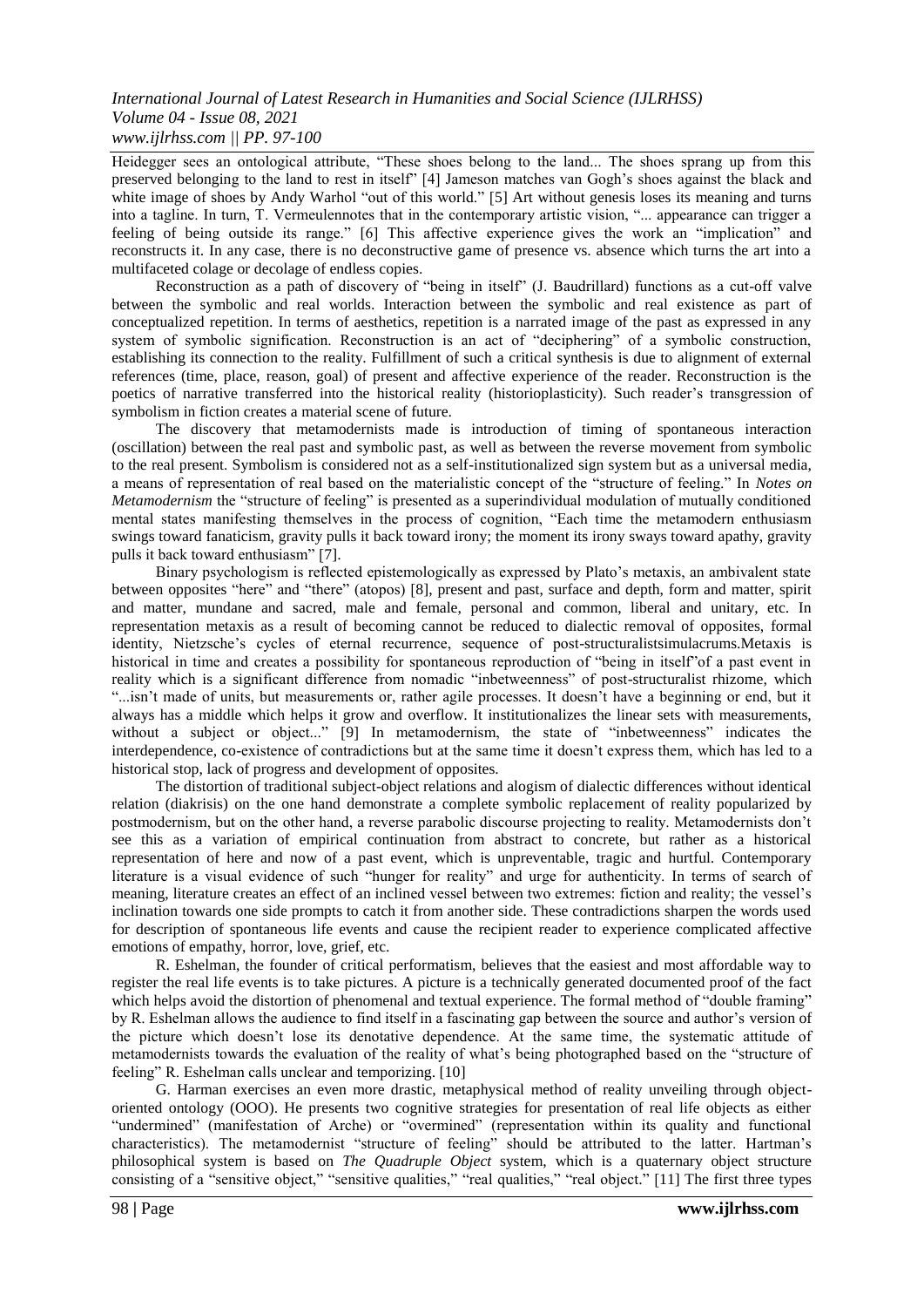Heidegger sees an ontological attribute, "These shoes belong to the land... The shoes sprang up from this preserved belonging to the land to rest in itself" [4] Jameson matches van Gogh's shoes against the black and white image of shoes by Andy Warhol "out of this world." [5] Art without genesis loses its meaning and turns into a tagline. In turn, T. Vermeulennotes that in the contemporary artistic vision, "... appearance can trigger a feeling of being outside its range." [6] This affective experience gives the work an "implication" and reconstructs it. In any case, there is no deconstructive game of presence vs. absence which turns the art into a multifaceted colage or decolage of endless copies.

Reconstruction as a path of discovery of "being in itself" (J. Baudrillard) functions as a cut-off valve between the symbolic and real worlds. Interaction between the symbolic and real existence as part of conceptualized repetition. In terms of aesthetics, repetition is a narrated image of the past as expressed in any system of symbolic signification. Reconstruction is an act of "deciphering" of a symbolic construction, establishing its connection to the reality. Fulfillment of such a critical synthesis is due to alignment of external references (time, place, reason, goal) of present and affective experience of the reader. Reconstruction is the poetics of narrative transferred into the historical reality (historioplasticity). Such reader's transgression of symbolism in fiction creates a material scene of future.

The discovery that metamodernists made is introduction of timing of spontaneous interaction (oscillation) between the real past and symbolic past, as well as between the reverse movement from symbolic to the real present. Symbolism is considered not as a self-institutionalized sign system but as a universal media, a means of representation of real based on the materialistic concept of the "structure of feeling." In *Notes on Metamodernism* the "structure of feeling" is presented as a superindividual modulation of mutually conditioned mental states manifesting themselves in the process of cognition, "Each time the metamodern enthusiasm swings toward fanaticism, gravity pulls it back toward irony; the moment its irony sways toward apathy, gravity pulls it back toward enthusiasm" [7].

Binary psychologism is reflected epistemologically as expressed by Plato's metaxis, an ambivalent state between opposites "here" and "there" (atopos) [8], present and past, surface and depth, form and matter, spirit and matter, mundane and sacred, male and female, personal and common, liberal and unitary, etc. In representation metaxis as a result of becoming cannot be reduced to dialectic removal of opposites, formal identity, Nietzsche's cycles of eternal recurrence, sequence of post-structuralistsimulacrums.Metaxis is historical in time and creates a possibility for spontaneous reproduction of "being in itself"of a past event in reality which is a significant difference from nomadic "inbetweenness" of post-structuralist rhizome, which "...isn't made of units, but measurements or, rather agile processes. It doesn't have a beginning or end, but it always has a middle which helps it grow and overflow. It institutionalizes the linear sets with measurements, without a subject or object..." [9] In metamodernism, the state of "inbetweenness" indicates the interdependence, co-existence of contradictions but at the same time it doesn't express them, which has led to a historical stop, lack of progress and development of opposites.

The distortion of traditional subject-object relations and alogism of dialectic differences without identical relation (diakrisis) on the one hand demonstrate a complete symbolic replacement of reality popularized by postmodernism, but on the other hand, a reverse parabolic discourse projecting to reality. Metamodernists don't see this as a variation of empirical continuation from abstract to concrete, but rather as a historical representation of here and now of a past event, which is unpreventable, tragic and hurtful. Contemporary literature is a visual evidence of such "hunger for reality" and urge for authenticity. In terms of search of meaning, literature creates an effect of an inclined vessel between two extremes: fiction and reality; the vessel's inclination towards one side prompts to catch it from another side. These contradictions sharpen the words used for description of spontaneous life events and cause the recipient reader to experience complicated affective emotions of empathy, horror, love, grief, etc.

R. Eshelman, the founder of critical performatism, believes that the easiest and most affordable way to register the real life events is to take pictures. A picture is a technically generated documented proof of the fact which helps avoid the distortion of phenomenal and textual experience. The formal method of "double framing" by R. Eshelman allows the audience to find itself in a fascinating gap between the source and author's version of the picture which doesn't lose its denotative dependence. At the same time, the systematic attitude of metamodernists towards the evaluation of the reality of what's being photographed based on the "structure of feeling" R. Eshelman calls unclear and temporizing. [10]

G. Harman exercises an even more drastic, metaphysical method of reality unveiling through object-oriented ontology (OOO). He presents two cognitive strategies for presentation of real life objects as either "undermined" (manifestation of Arche) or "overmined" (representation within its quality and functional characteristics). The metamodernist "structure of feeling" should be attributed to the latter. Hartman's philosophical system is based on *The Quadruple Object* system, which is a quaternary object structure consisting of a "sensitive object," "sensitive qualities," "real qualities," "real object." [11] The first three types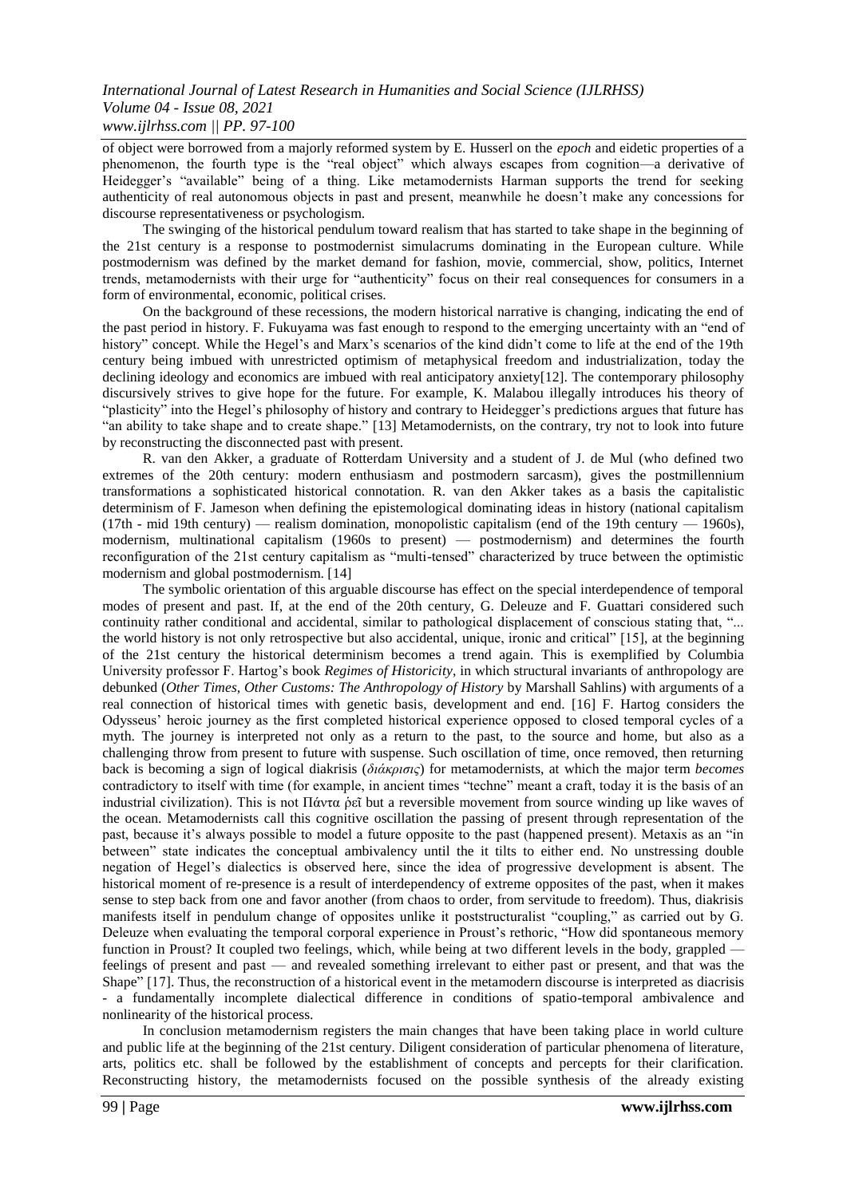of object were borrowed from a majorly reformed system by E. Husserl on the *epoch* and eidetic properties of a phenomenon, the fourth type is the "real object" which always escapes from cognition—a derivative of Heidegger's "available" being of a thing. Like metamodernists Harman supports the trend for seeking authenticity of real autonomous objects in past and present, meanwhile he doesn't make any concessions for discourse representativeness or psychologism.

The swinging of the historical pendulum toward realism that has started to take shape in the beginning of the 21st century is a response to postmodernist simulacrums dominating in the European culture. While postmodernism was defined by the market demand for fashion, movie, commercial, show, politics, Internet trends, metamodernists with their urge for "authenticity" focus on their real consequences for consumers in a form of environmental, economic, political crises.

On the background of these recessions, the modern historical narrative is changing, indicating the end of the past period in history. F. Fukuyama was fast enough to respond to the emerging uncertainty with an "end of history" concept. While the Hegel's and Marx's scenarios of the kind didn't come to life at the end of the 19th century being imbued with unrestricted optimism of metaphysical freedom and industrialization, today the declining ideology and economics are imbued with real anticipatory anxiety[12]. The contemporary philosophy discursively strives to give hope for the future. For example, K. Malabou illegally introduces his theory of "plasticity" into the Hegel's philosophy of history and contrary to Heidegger's predictions argues that future has "an ability to take shape and to create shape." [13] Metamodernists, on the contrary, try not to look into future by reconstructing the disconnected past with present.

R. van den Akker, a graduate of Rotterdam University and a student of J. de Mul (who defined two extremes of the 20th century: modern enthusiasm and postmodern sarcasm), gives the postmillennium transformations a sophisticated historical connotation. R. van den Akker takes as a basis the capitalistic determinism of F. Jameson when defining the epistemological dominating ideas in history (national capitalism (17th - mid 19th century) — realism domination, monopolistic capitalism (end of the 19th century — 1960s), modernism, multinational capitalism (1960s to present) — postmodernism) and determines the fourth reconfiguration of the 21st century capitalism as "multi-tensed" characterized by truce between the optimistic modernism and global postmodernism. [14]

The symbolic orientation of this arguable discourse has effect on the special interdependence of temporal modes of present and past. If, at the end of the 20th century, G. Deleuze and F. Guattari considered such continuity rather conditional and accidental, similar to pathological displacement of conscious stating that, "... the world history is not only retrospective but also accidental, unique, ironic and critical" [15], at the beginning of the 21st century the historical determinism becomes a trend again. This is exemplified by Columbia University professor F. Hartog's book *Regimes of Historicity*, in which structural invariants of anthropology are debunked (*Other Times, Other Customs: The Anthropology of History* by Marshall Sahlins) with arguments of a real connection of historical times with genetic basis, development and end. [16] F. Hartog considers the Odysseus' heroic journey as the first completed historical experience opposed to closed temporal cycles of a myth. The journey is interpreted not only as a return to the past, to the source and home, but also as a challenging throw from present to future with suspense. Such oscillation of time, once removed, then returning back is becoming a sign of logical diakrisis (*διάκρισις*) for metamodernists, at which the major term *becomes* contradictory to itself with time (for example, in ancient times "techne" meant a craft, today it is the basis of an industrial civilization). This is not Πάντα ῥεῖ but a reversible movement from source winding up like waves of the ocean. Metamodernists call this cognitive oscillation the passing of present through representation of the past, because it's always possible to model a future opposite to the past (happened present). Metaxis as an "in between" state indicates the conceptual ambivalency until the it tilts to either end. No unstressing double negation of Hegel's dialectics is observed here, since the idea of progressive development is absent. The historical moment of re-presence is a result of interdependency of extreme opposites of the past, when it makes sense to step back from one and favor another (from chaos to order, from servitude to freedom). Thus, diakrisis manifests itself in pendulum change of opposites unlike it poststructuralist "coupling," as carried out by G. Deleuze when evaluating the temporal corporal experience in Proust's rethoric, "How did spontaneous memory function in Proust? It coupled two feelings, which, while being at two different levels in the body, grappled — feelings of present and past — and revealed something irrelevant to either past or present, and that was the Shape" [17]. Thus, the reconstruction of a historical event in the metamodern discourse is interpreted as diacrisis - a fundamentally incomplete dialectical difference in conditions of spatio-temporal ambivalence and nonlinearity of the historical process.

In conclusion metamodernism registers the main changes that have been taking place in world culture and public life at the beginning of the 21st century. Diligent consideration of particular phenomena of literature, arts, politics etc. shall be followed by the establishment of concepts and percepts for their clarification. Reconstructing history, the metamodernists focused on the possible synthesis of the already existing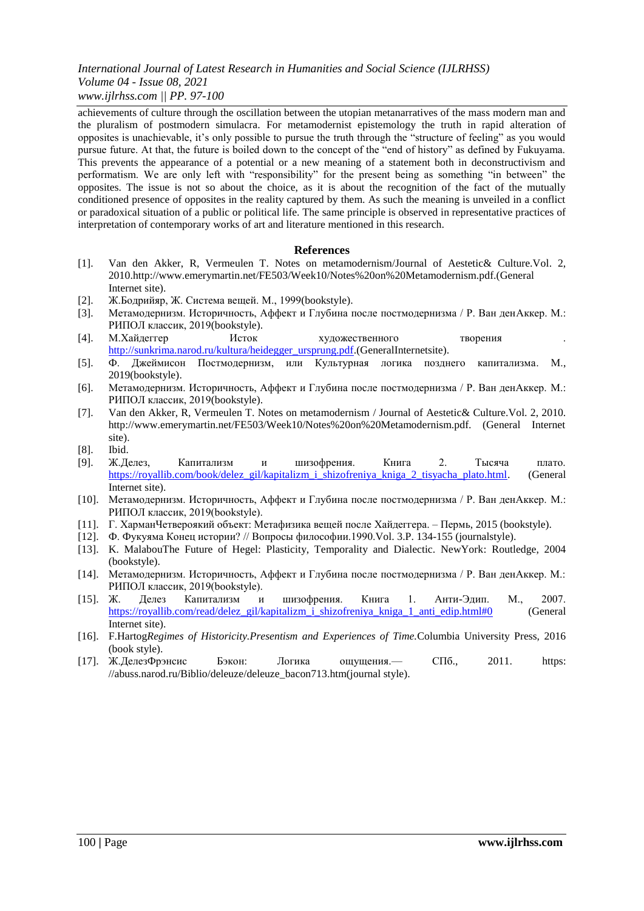achievements of culture through the oscillation between the utopian metanarratives of the mass modern man and the pluralism of postmodern simulacra. For metamodernist epistemology the truth in rapid alteration of opposites is unachievable, it's only possible to pursue the truth through the "structure of feeling" as you would pursue future. At that, the future is boiled down to the concept of the "end of history" as defined by Fukuyama. This prevents the appearance of a potential or a new meaning of a statement both in deconstructivism and performatism. We are only left with "responsibility" for the present being as something "in between" the opposites. The issue is not so about the choice, as it is about the recognition of the fact of the mutually conditioned presence of opposites in the reality captured by them. As such the meaning is unveiled in a conflict or paradoxical situation of a public or political life. The same principle is observed in representative practices of interpretation of contemporary works of art and literature mentioned in this research.

## References

[1]. Van den Akker, R, Vermeulen T. Notes on metamodernism/Journal of Aestetic& Culture.Vol. 2, 2010.http://www.emerymartin.net/FE503/Week10/Notes%20on%20Metamodernism.pdf.(General Internet site).

[2]. Ж.Бодрийяр, Ж. Система вещей. М., 1999(bookstyle).

[3]. Метамодернизм. Историчность, Аффект и Глубина после постмодернизма / Р. Ван денАккер. М.: РИПОЛ классик, 2019(bookstyle).

[4]. М.Хайдеггер Исток художественного творения . http://sunkrima.narod.ru/kultura/heidegger_ursprung.pdf.(GeneralInternetsite).

[5]. Ф. Джеймисон Постмодернизм, или Культурная логика позднего капитализма. М., 2019(bookstyle).

[6]. Метамодернизм. Историчность, Аффект и Глубина после постмодернизма / Р. Ван денАккер. М.: РИПОЛ классик, 2019(bookstyle).

[7]. Van den Akker, R, Vermeulen T. Notes on metamodernism / Journal of Aestetic& Culture.Vol. 2, 2010. http://www.emerymartin.net/FE503/Week10/Notes%20on%20Metamodernism.pdf. (General Internet site).

[8]. Ibid.

[9]. Ж.Делез, Капитализм и шизофрения. Книга 2. Тысяча плато. https://royallib.com/book/delez_gil/kapitalizm_i_shizofreniya_kniga_2_tisyacha_plato.html. (General Internet site).

[10]. Метамодернизм. Историчность, Аффект и Глубина после постмодернизма / Р. Ван денАккер. М.: РИПОЛ классик, 2019(bookstyle).

[11]. Г. ХарманЧетвероякий объект: Метафизика вещей после Хайдеггера. – Пермь, 2015 (bookstyle).

[12]. Ф. Фукуяма Конец истории? // Вопросы философии.1990.Vol. 3.P. 134-155 (journalstyle).

[13]. K. MalabouThe Future of Hegel: Plasticity, Temporality and Dialectic. NewYork: Routledge, 2004 (bookstyle).

[14]. Метамодернизм. Историчность, Аффект и Глубина после постмодернизма / Р. Ван денАккер. М.: РИПОЛ классик, 2019(bookstyle).

[15]. Ж. Делез Капитализм и шизофрения. Книга 1. Анти-Эдип. М., 2007. https://royallib.com/read/delez_gil/kapitalizm_i_shizofreniya_kniga_1_anti_edip.html#0 (General Internet site).

[16]. F.Hartog*Regimes of Historicity.Presentism and Experiences of Time.*Columbia University Press, 2016 (book style).

[17]. Ж.ДелезФрэнсис Бэкон: Логика ощущения.— СПб., 2011. https: //abuss.narod.ru/Biblio/deleuze/deleuze_bacon713.htm(journal style).